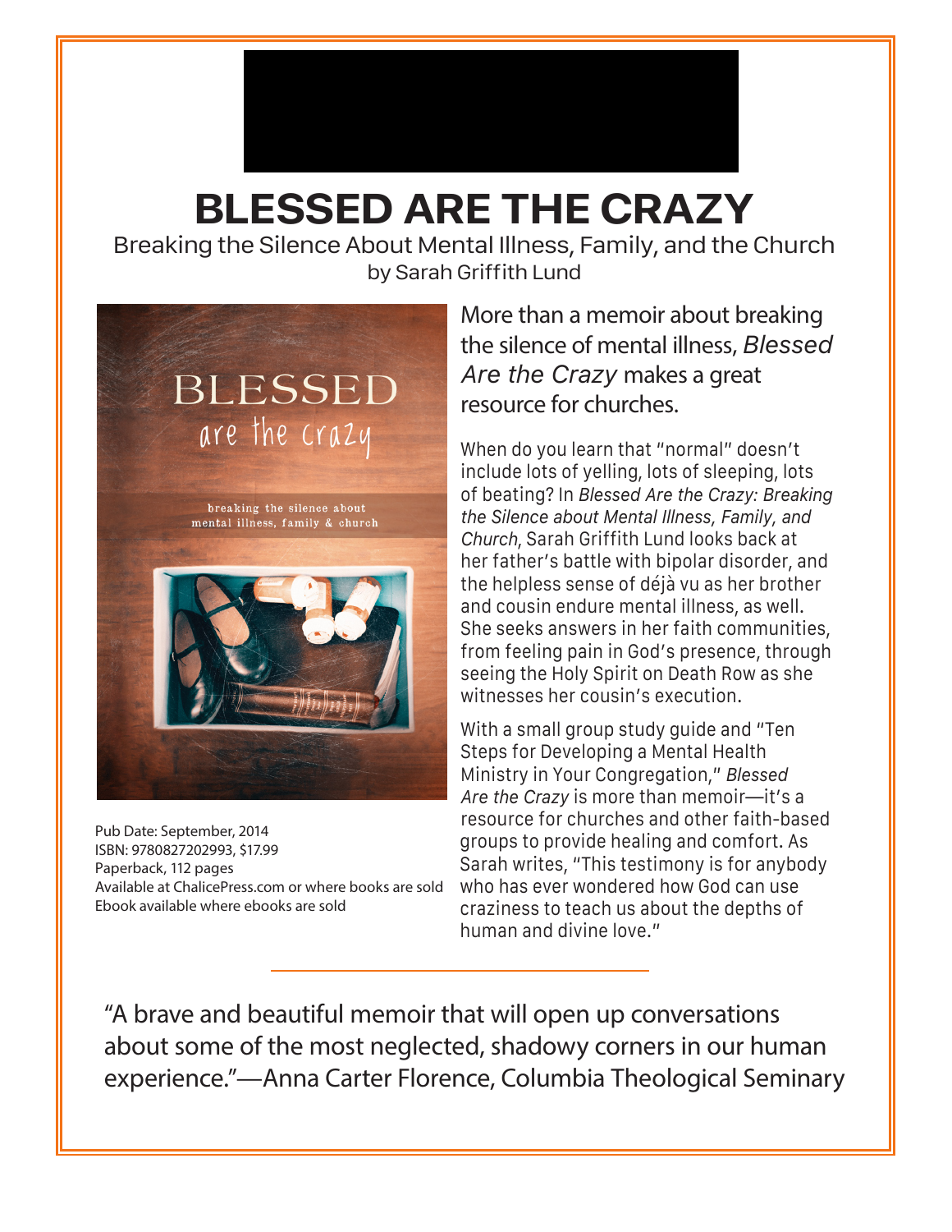# BLESSED ARE THE CRAZY

Breaking the Silence About Mental Illness, Family, and the Church

by Sarah Griffith Lund

Pub Date: September, 2014
ISBN: 9780827202993, $17.99
Paperback, 112 pages
Available at ChalicePress.com or where books are sold
Ebook available where ebooks are sold

## More than a memoir about breaking the silence of mental illness, *Blessed Are the Crazy* makes a great resource for churches.

When do you learn that "normal" doesn't include lots of yelling, lots of sleeping, lots of beating? In *Blessed Are the Crazy: Breaking the Silence about Mental Illness, Family, and Church*, Sarah Griffith Lund looks back at her father's battle with bipolar disorder, and the helpless sense of déjà vu as her brother and cousin endure mental illness, as well. She seeks answers in her faith communities, from feeling pain in God's presence, through seeing the Holy Spirit on Death Row as she witnesses her cousin's execution.

With a small group study guide and "Ten Steps for Developing a Mental Health Ministry in Your Congregation," *Blessed Are the Crazy* is more than memoir—it's a resource for churches and other faith-based groups to provide healing and comfort. As Sarah writes, "This testimony is for anybody who has ever wondered how God can use craziness to teach us about the depths of human and divine love."

---

"A brave and beautiful memoir that will open up conversations about some of the most neglected, shadowy corners in our human experience."—Anna Carter Florence, Columbia Theological Seminary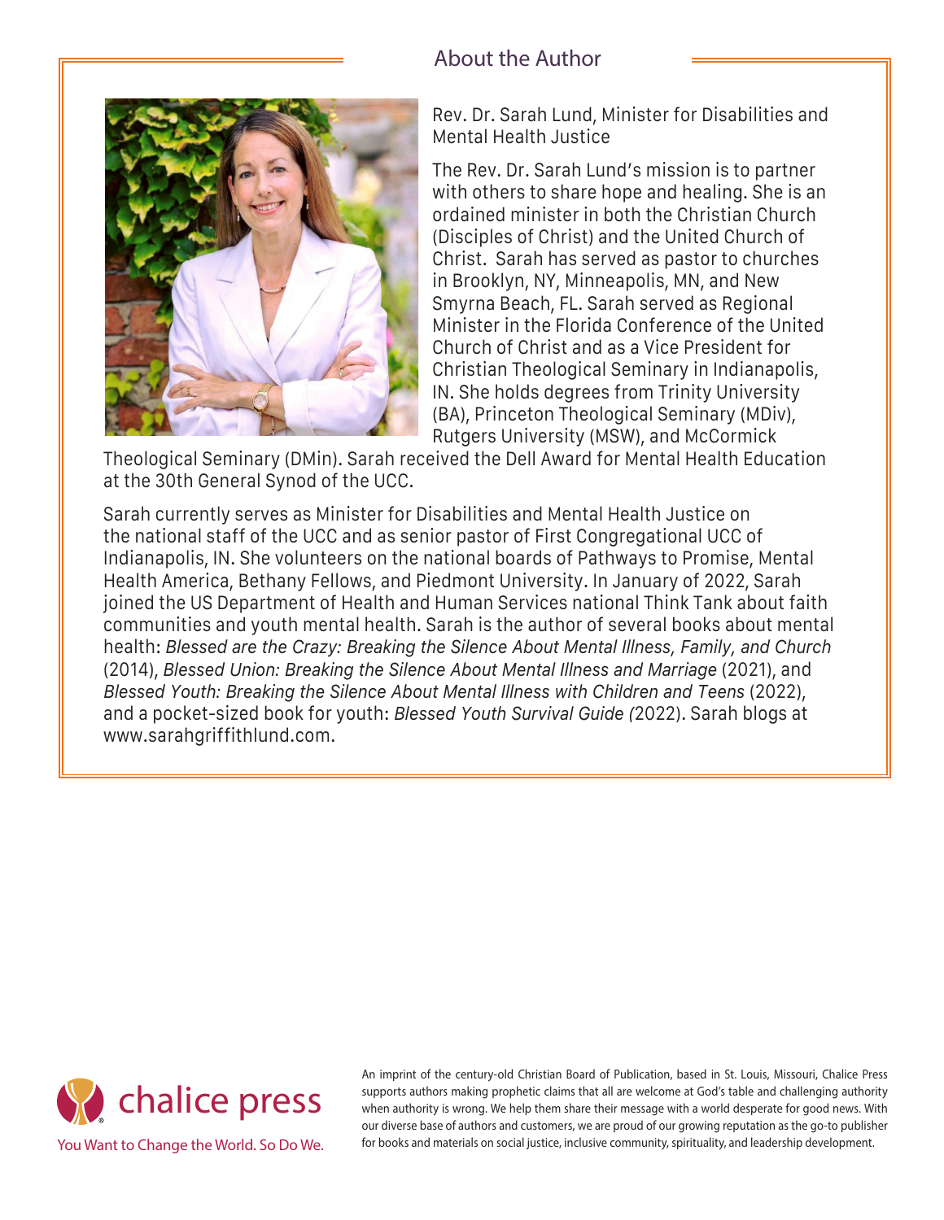## About the Author

Rev. Dr. Sarah Lund, Minister for Disabilities and Mental Health Justice

The Rev. Dr. Sarah Lund's mission is to partner with others to share hope and healing. She is an ordained minister in both the Christian Church (Disciples of Christ) and the United Church of Christ. Sarah has served as pastor to churches in Brooklyn, NY, Minneapolis, MN, and New Smyrna Beach, FL. Sarah served as Regional Minister in the Florida Conference of the United Church of Christ and as a Vice President for Christian Theological Seminary in Indianapolis, IN. She holds degrees from Trinity University (BA), Princeton Theological Seminary (MDiv), Rutgers University (MSW), and McCormick Theological Seminary (DMin). Sarah received the Dell Award for Mental Health Education at the 30th General Synod of the UCC.

Sarah currently serves as Minister for Disabilities and Mental Health Justice on the national staff of the UCC and as senior pastor of First Congregational UCC of Indianapolis, IN. She volunteers on the national boards of Pathways to Promise, Mental Health America, Bethany Fellows, and Piedmont University. In January of 2022, Sarah joined the US Department of Health and Human Services national Think Tank about faith communities and youth mental health. Sarah is the author of several books about mental health: *Blessed are the Crazy: Breaking the Silence About Mental Illness, Family, and Church* (2014), *Blessed Union: Breaking the Silence About Mental Illness and Marriage* (2021), and *Blessed Youth: Breaking the Silence About Mental Illness with Children and Teens* (2022), and a pocket-sized book for youth: *Blessed Youth Survival Guide (*2022). Sarah blogs at www.sarahgriffithlund.com.

chalice press

You Want to Change the World. So Do We.

An imprint of the century-old Christian Board of Publication, based in St. Louis, Missouri, Chalice Press supports authors making prophetic claims that all are welcome at God's table and challenging authority when authority is wrong. We help them share their message with a world desperate for good news. With our diverse base of authors and customers, we are proud of our growing reputation as the go-to publisher for books and materials on social justice, inclusive community, spirituality, and leadership development.